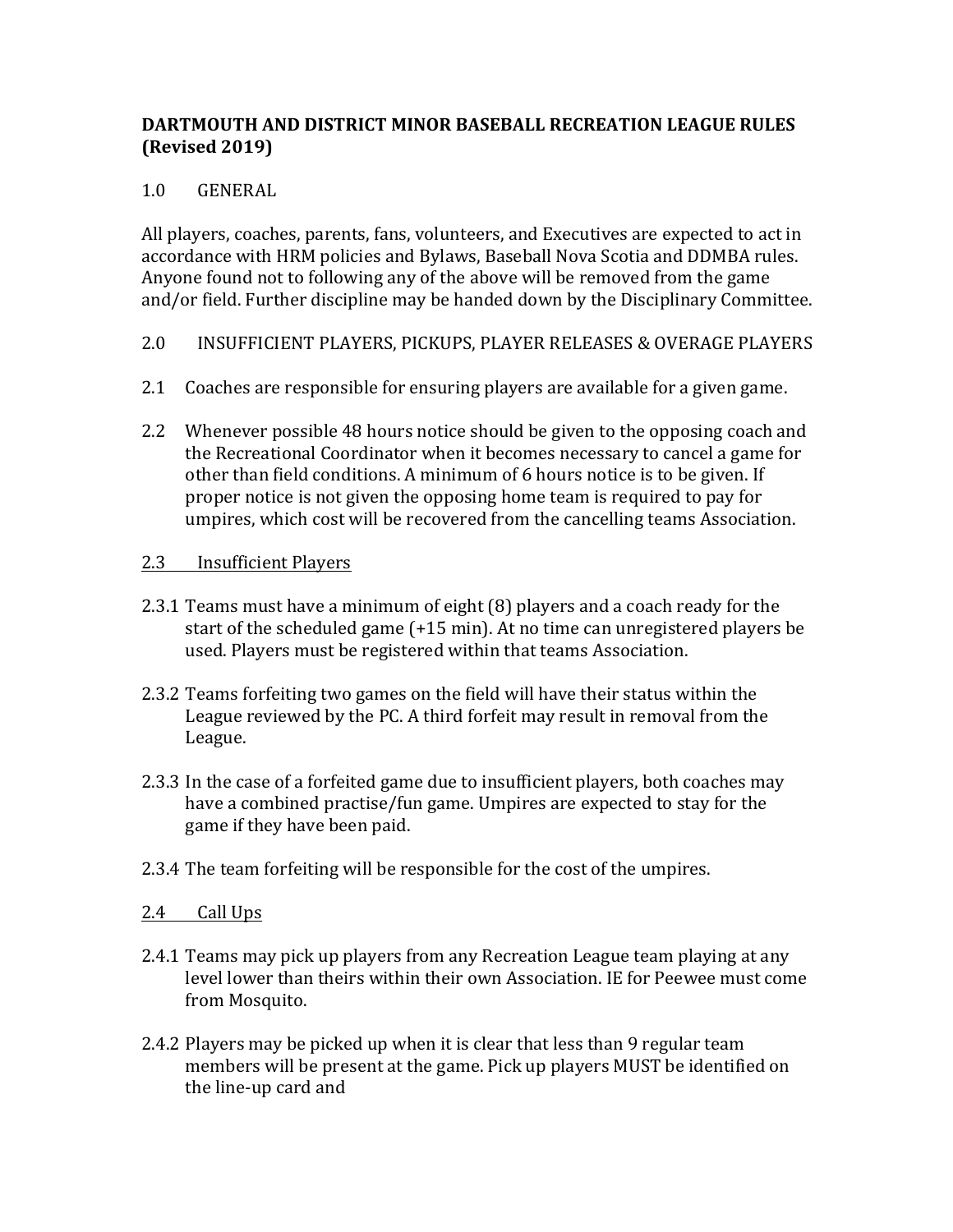# DARTMOUTH AND DISTRICT MINOR BASEBALL RECREATION LEAGUE RULES (Revised 2019)

## 1.0 GENERAL

All players, coaches, parents, fans, volunteers, and Executives are expected to act in accordance with HRM policies and Bylaws, Baseball Nova Scotia and DDMBA rules. Anyone found not to following any of the above will be removed from the game and/or field. Further discipline may be handed down by the Disciplinary Committee.

## 2.0 INSUFFICIENT PLAYERS, PICKUPS, PLAYER RELEASES & OVERAGE PLAYERS

2.1 Coaches are responsible for ensuring players are available for a given game.

2.2 Whenever possible 48 hours notice should be given to the opposing coach and the Recreational Coordinator when it becomes necessary to cancel a game for other than field conditions. A minimum of 6 hours notice is to be given. If proper notice is not given the opposing home team is required to pay for umpires, which cost will be recovered from the cancelling teams Association.

### 2.3 Insufficient Players

2.3.1 Teams must have a minimum of eight (8) players and a coach ready for the start of the scheduled game (+15 min). At no time can unregistered players be used. Players must be registered within that teams Association.

2.3.2 Teams forfeiting two games on the field will have their status within the League reviewed by the PC. A third forfeit may result in removal from the League.

2.3.3 In the case of a forfeited game due to insufficient players, both coaches may have a combined practise/fun game. Umpires are expected to stay for the game if they have been paid.

2.3.4 The team forfeiting will be responsible for the cost of the umpires.

### 2.4 Call Ups

2.4.1 Teams may pick up players from any Recreation League team playing at any level lower than theirs within their own Association. IE for Peewee must come from Mosquito.

2.4.2 Players may be picked up when it is clear that less than 9 regular team members will be present at the game. Pick up players MUST be identified on the line-up card and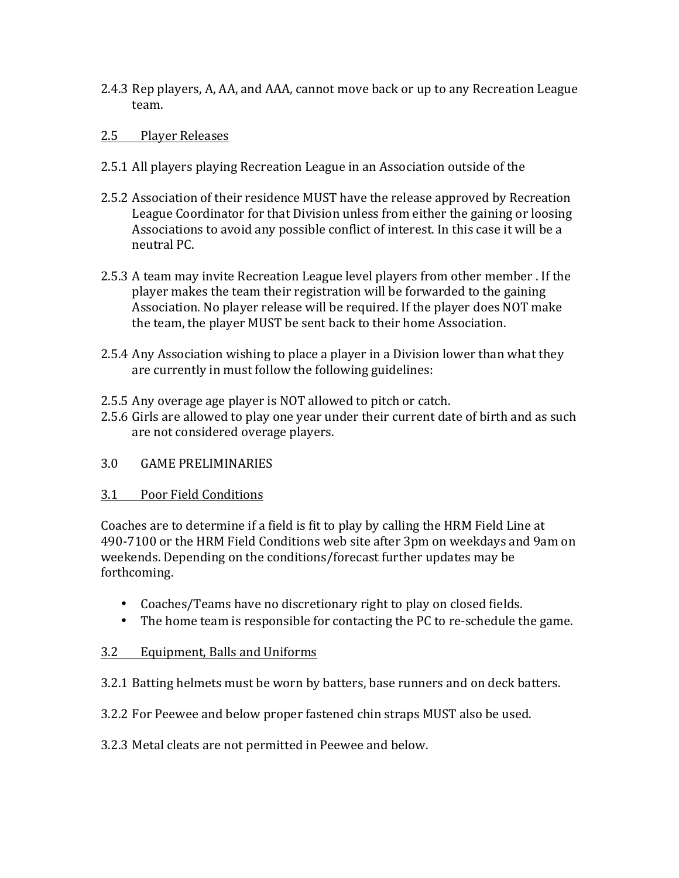2.4.3 Rep players, A, AA, and AAA, cannot move back or up to any Recreation League team.

## 2.5 Player Releases

2.5.1 All players playing Recreation League in an Association outside of the

2.5.2 Association of their residence MUST have the release approved by Recreation League Coordinator for that Division unless from either the gaining or loosing Associations to avoid any possible conflict of interest. In this case it will be a neutral PC.

2.5.3 A team may invite Recreation League level players from other member . If the player makes the team their registration will be forwarded to the gaining Association. No player release will be required. If the player does NOT make the team, the player MUST be sent back to their home Association.

2.5.4 Any Association wishing to place a player in a Division lower than what they are currently in must follow the following guidelines:

2.5.5 Any overage age player is NOT allowed to pitch or catch.
2.5.6 Girls are allowed to play one year under their current date of birth and as such are not considered overage players.

# 3.0 GAME PRELIMINARIES

## 3.1 Poor Field Conditions

Coaches are to determine if a field is fit to play by calling the HRM Field Line at 490-7100 or the HRM Field Conditions web site after 3pm on weekdays and 9am on weekends. Depending on the conditions/forecast further updates may be forthcoming.

- Coaches/Teams have no discretionary right to play on closed fields.
- The home team is responsible for contacting the PC to re-schedule the game.

## 3.2 Equipment, Balls and Uniforms

3.2.1 Batting helmets must be worn by batters, base runners and on deck batters.

3.2.2 For Peewee and below proper fastened chin straps MUST also be used.

3.2.3 Metal cleats are not permitted in Peewee and below.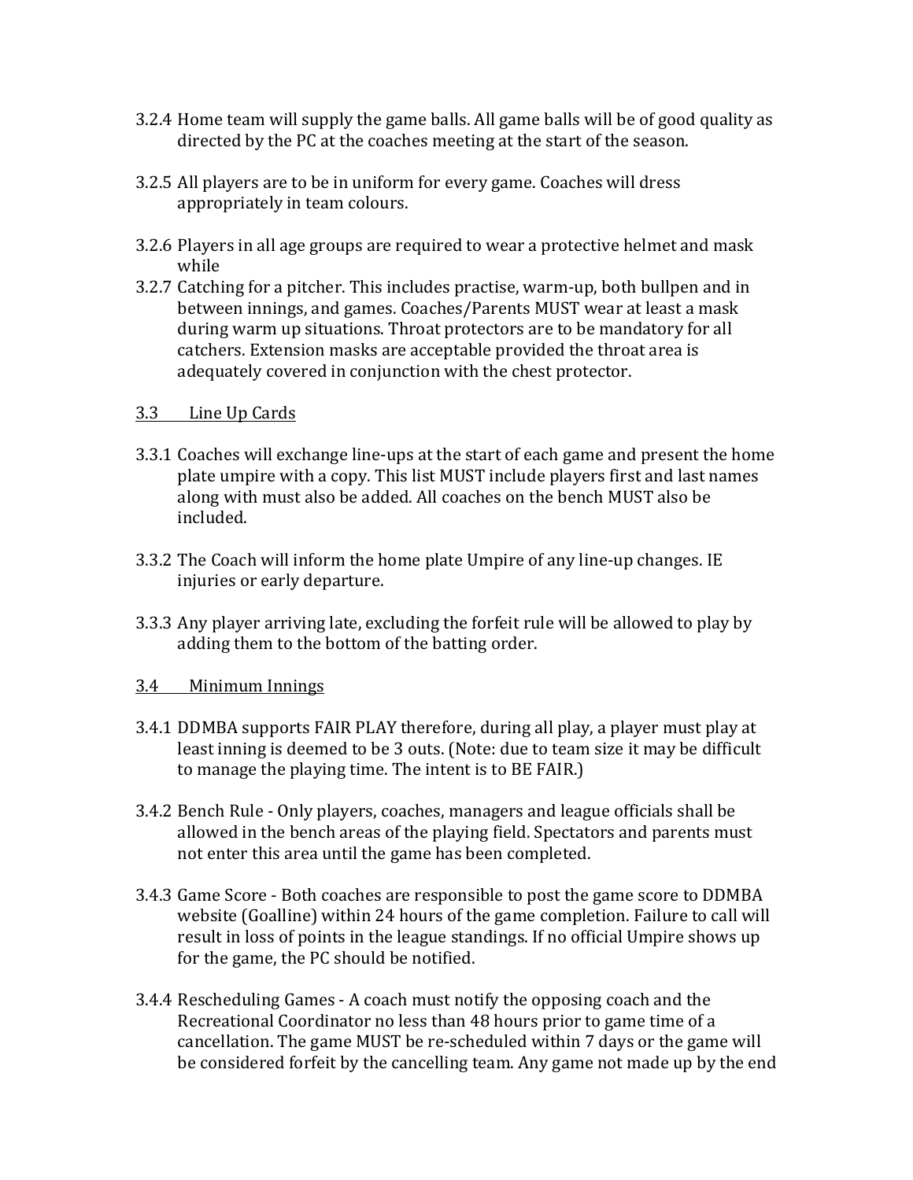3.2.4 Home team will supply the game balls. All game balls will be of good quality as directed by the PC at the coaches meeting at the start of the season.

3.2.5 All players are to be in uniform for every game. Coaches will dress appropriately in team colours.

3.2.6 Players in all age groups are required to wear a protective helmet and mask while

3.2.7 Catching for a pitcher. This includes practise, warm-up, both bullpen and in between innings, and games. Coaches/Parents MUST wear at least a mask during warm up situations. Throat protectors are to be mandatory for all catchers. Extension masks are acceptable provided the throat area is adequately covered in conjunction with the chest protector.

<u>3.3 Line Up Cards</u>

3.3.1 Coaches will exchange line-ups at the start of each game and present the home plate umpire with a copy. This list MUST include players first and last names along with must also be added. All coaches on the bench MUST also be included.

3.3.2 The Coach will inform the home plate Umpire of any line-up changes. IE injuries or early departure.

3.3.3 Any player arriving late, excluding the forfeit rule will be allowed to play by adding them to the bottom of the batting order.

<u>3.4 Minimum Innings</u>

3.4.1 DDMBA supports FAIR PLAY therefore, during all play, a player must play at least inning is deemed to be 3 outs. (Note: due to team size it may be difficult to manage the playing time. The intent is to BE FAIR.)

3.4.2 Bench Rule - Only players, coaches, managers and league officials shall be allowed in the bench areas of the playing field. Spectators and parents must not enter this area until the game has been completed.

3.4.3 Game Score - Both coaches are responsible to post the game score to DDMBA website (Goalline) within 24 hours of the game completion. Failure to call will result in loss of points in the league standings. If no official Umpire shows up for the game, the PC should be notified.

3.4.4 Rescheduling Games - A coach must notify the opposing coach and the Recreational Coordinator no less than 48 hours prior to game time of a cancellation. The game MUST be re-scheduled within 7 days or the game will be considered forfeit by the cancelling team. Any game not made up by the end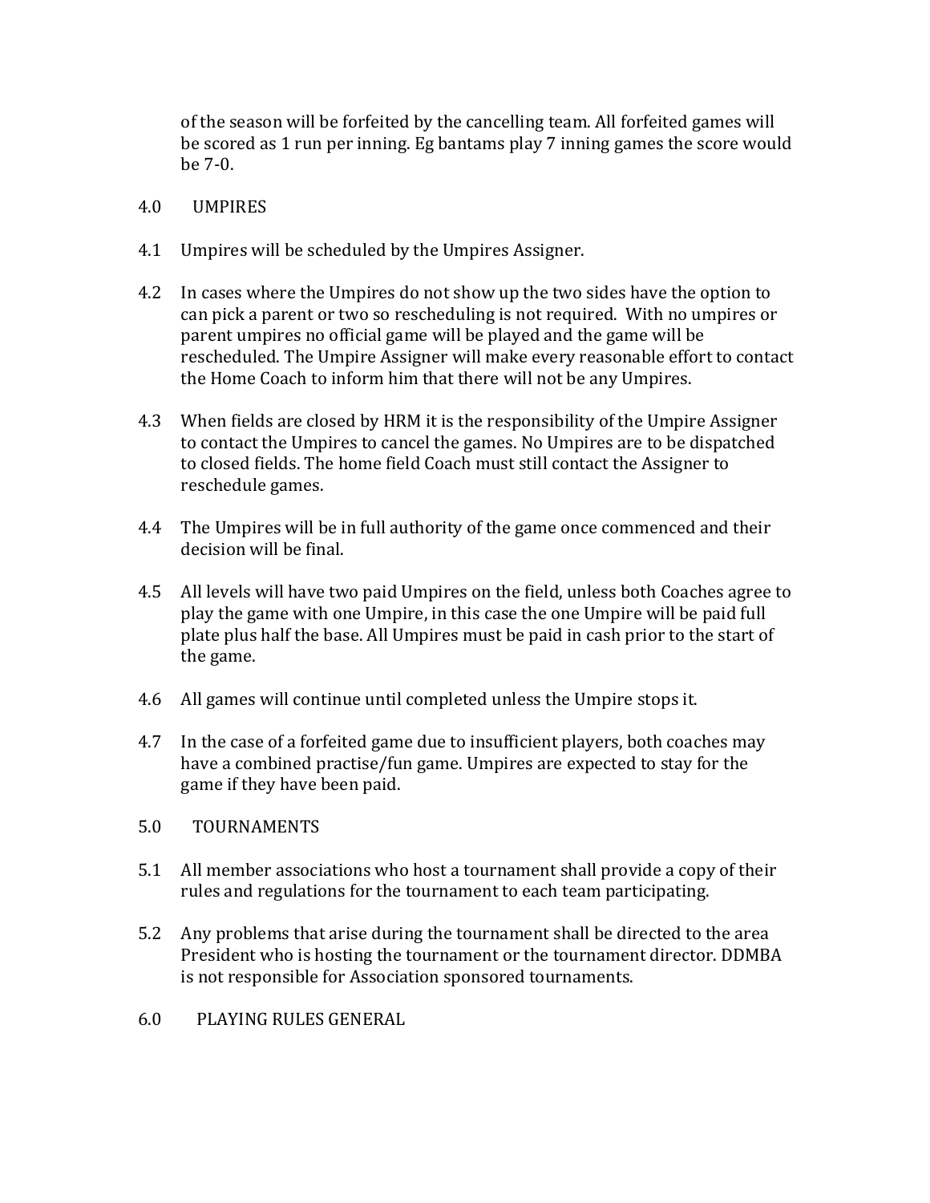of the season will be forfeited by the cancelling team. All forfeited games will be scored as 1 run per inning. Eg bantams play 7 inning games the score would be 7-0.

## 4.0 UMPIRES

4.1 Umpires will be scheduled by the Umpires Assigner.

4.2 In cases where the Umpires do not show up the two sides have the option to can pick a parent or two so rescheduling is not required. With no umpires or parent umpires no official game will be played and the game will be rescheduled. The Umpire Assigner will make every reasonable effort to contact the Home Coach to inform him that there will not be any Umpires.

4.3 When fields are closed by HRM it is the responsibility of the Umpire Assigner to contact the Umpires to cancel the games. No Umpires are to be dispatched to closed fields. The home field Coach must still contact the Assigner to reschedule games.

4.4 The Umpires will be in full authority of the game once commenced and their decision will be final.

4.5 All levels will have two paid Umpires on the field, unless both Coaches agree to play the game with one Umpire, in this case the one Umpire will be paid full plate plus half the base. All Umpires must be paid in cash prior to the start of the game.

4.6 All games will continue until completed unless the Umpire stops it.

4.7 In the case of a forfeited game due to insufficient players, both coaches may have a combined practise/fun game. Umpires are expected to stay for the game if they have been paid.

## 5.0 TOURNAMENTS

5.1 All member associations who host a tournament shall provide a copy of their rules and regulations for the tournament to each team participating.

5.2 Any problems that arise during the tournament shall be directed to the area President who is hosting the tournament or the tournament director. DDMBA is not responsible for Association sponsored tournaments.

## 6.0 PLAYING RULES GENERAL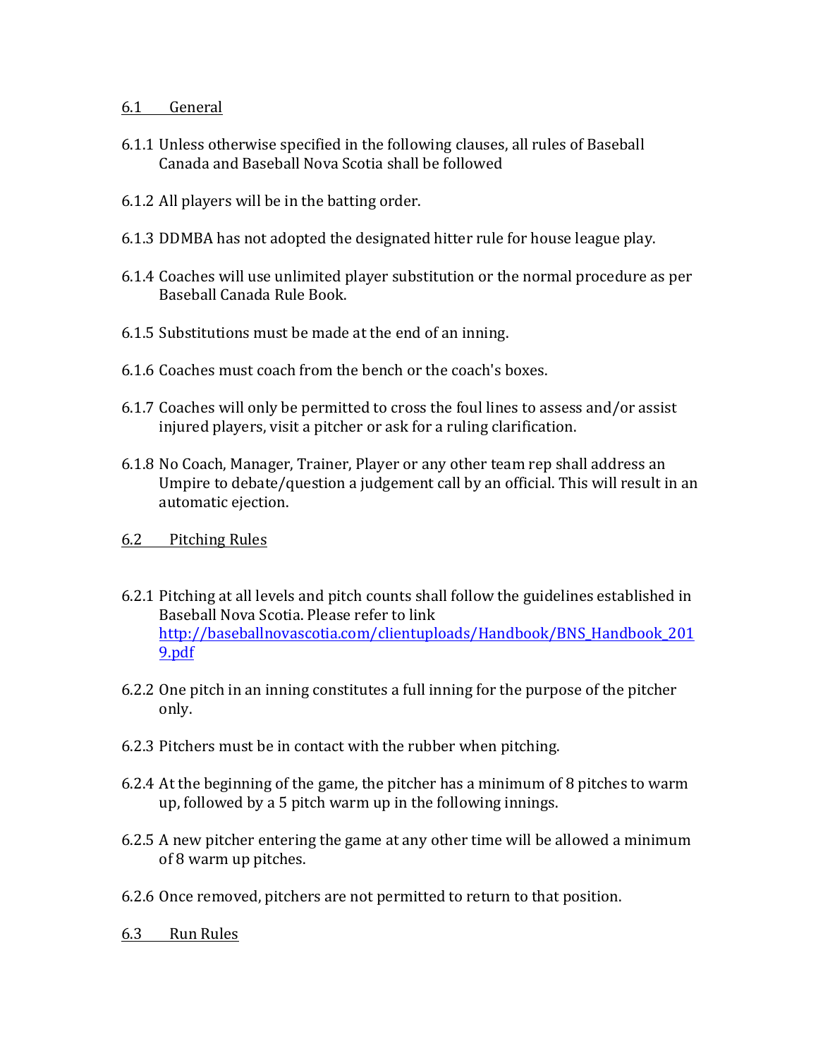6.1 General

6.1.1 Unless otherwise specified in the following clauses, all rules of Baseball Canada and Baseball Nova Scotia shall be followed

6.1.2 All players will be in the batting order.

6.1.3 DDMBA has not adopted the designated hitter rule for house league play.

6.1.4 Coaches will use unlimited player substitution or the normal procedure as per Baseball Canada Rule Book.

6.1.5 Substitutions must be made at the end of an inning.

6.1.6 Coaches must coach from the bench or the coach's boxes.

6.1.7 Coaches will only be permitted to cross the foul lines to assess and/or assist injured players, visit a pitcher or ask for a ruling clarification.

6.1.8 No Coach, Manager, Trainer, Player or any other team rep shall address an Umpire to debate/question a judgement call by an official. This will result in an automatic ejection.

6.2 Pitching Rules

6.2.1 Pitching at all levels and pitch counts shall follow the guidelines established in Baseball Nova Scotia. Please refer to link [http://baseballnovascotia.com/clientuploads/Handbook/BNS_Handbook_2019.pdf](http://baseballnovascotia.com/clientuploads/Handbook/BNS_Handbook_2019.pdf)

6.2.2 One pitch in an inning constitutes a full inning for the purpose of the pitcher only.

6.2.3 Pitchers must be in contact with the rubber when pitching.

6.2.4 At the beginning of the game, the pitcher has a minimum of 8 pitches to warm up, followed by a 5 pitch warm up in the following innings.

6.2.5 A new pitcher entering the game at any other time will be allowed a minimum of 8 warm up pitches.

6.2.6 Once removed, pitchers are not permitted to return to that position.

6.3 Run Rules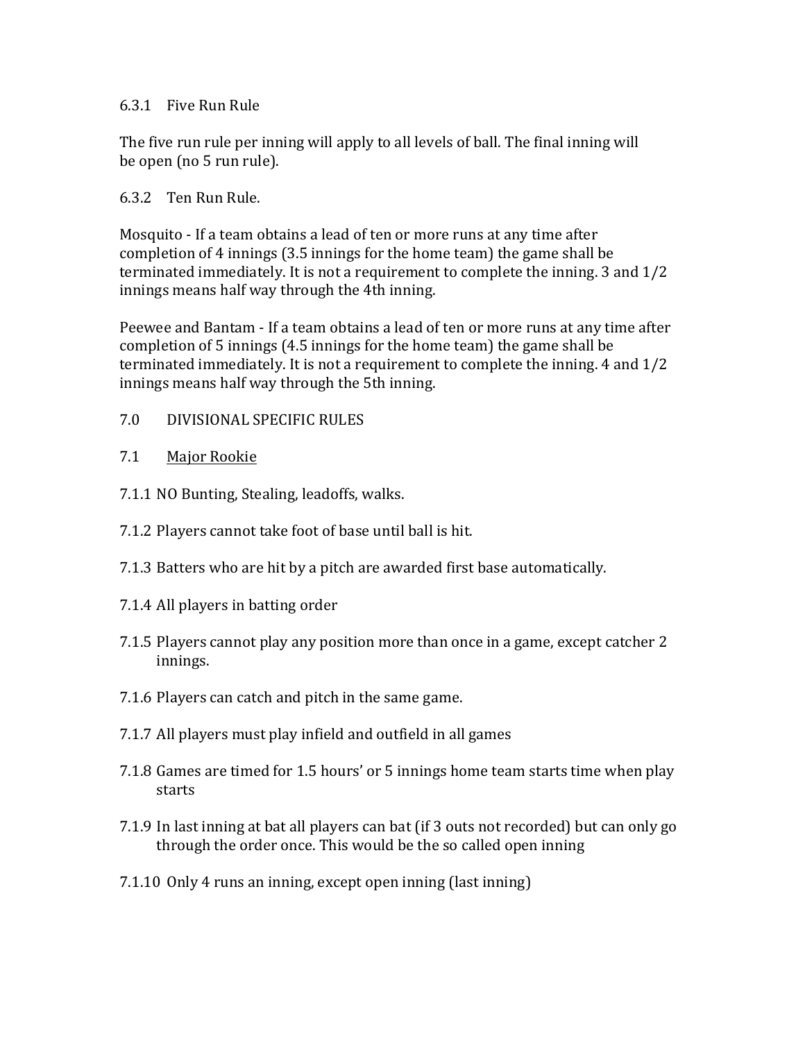6.3.1 Five Run Rule

The five run rule per inning will apply to all levels of ball. The final inning will be open (no 5 run rule).

6.3.2 Ten Run Rule.

Mosquito - If a team obtains a lead of ten or more runs at any time after completion of 4 innings (3.5 innings for the home team) the game shall be terminated immediately. It is not a requirement to complete the inning. 3 and 1/2 innings means half way through the 4th inning.

Peewee and Bantam - If a team obtains a lead of ten or more runs at any time after completion of 5 innings (4.5 innings for the home team) the game shall be terminated immediately. It is not a requirement to complete the inning. 4 and 1/2 innings means half way through the 5th inning.

7.0 DIVISIONAL SPECIFIC RULES

7.1 <u>Major Rookie</u>

7.1.1 NO Bunting, Stealing, leadoffs, walks.

7.1.2 Players cannot take foot of base until ball is hit.

7.1.3 Batters who are hit by a pitch are awarded first base automatically.

7.1.4 All players in batting order

7.1.5 Players cannot play any position more than once in a game, except catcher 2 innings.

7.1.6 Players can catch and pitch in the same game.

7.1.7 All players must play infield and outfield in all games

7.1.8 Games are timed for 1.5 hours' or 5 innings home team starts time when play starts

7.1.9 In last inning at bat all players can bat (if 3 outs not recorded) but can only go through the order once. This would be the so called open inning

7.1.10 Only 4 runs an inning, except open inning (last inning)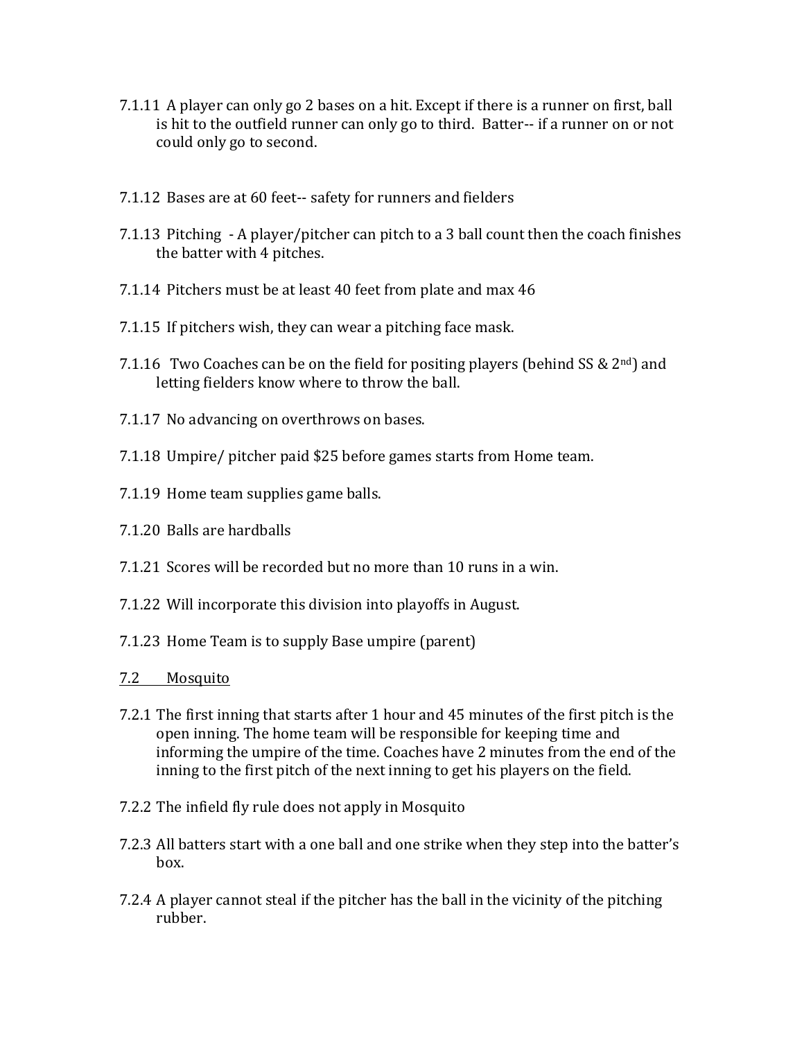7.1.11 A player can only go 2 bases on a hit. Except if there is a runner on first, ball is hit to the outfield runner can only go to third. Batter-- if a runner on or not could only go to second.

7.1.12 Bases are at 60 feet-- safety for runners and fielders

7.1.13 Pitching - A player/pitcher can pitch to a 3 ball count then the coach finishes the batter with 4 pitches.

7.1.14 Pitchers must be at least 40 feet from plate and max 46

7.1.15 If pitchers wish, they can wear a pitching face mask.

7.1.16 Two Coaches can be on the field for positing players (behind SS & 2nd) and letting fielders know where to throw the ball.

7.1.17 No advancing on overthrows on bases.

7.1.18 Umpire/ pitcher paid $25 before games starts from Home team.

7.1.19 Home team supplies game balls.

7.1.20 Balls are hardballs

7.1.21 Scores will be recorded but no more than 10 runs in a win.

7.1.22 Will incorporate this division into playoffs in August.

7.1.23 Home Team is to supply Base umpire (parent)

<u>7.2 Mosquito</u>

7.2.1 The first inning that starts after 1 hour and 45 minutes of the first pitch is the open inning. The home team will be responsible for keeping time and informing the umpire of the time. Coaches have 2 minutes from the end of the inning to the first pitch of the next inning to get his players on the field.

7.2.2 The infield fly rule does not apply in Mosquito

7.2.3 All batters start with a one ball and one strike when they step into the batter's box.

7.2.4 A player cannot steal if the pitcher has the ball in the vicinity of the pitching rubber.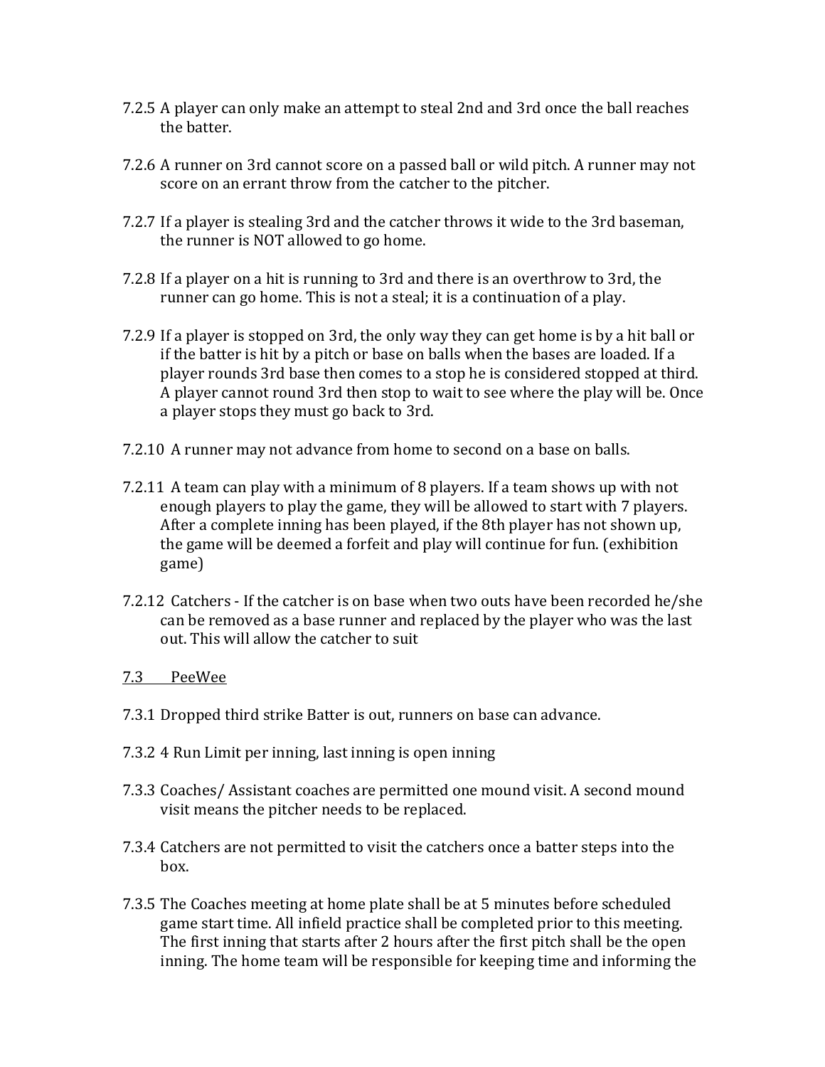7.2.5 A player can only make an attempt to steal 2nd and 3rd once the ball reaches the batter.

7.2.6 A runner on 3rd cannot score on a passed ball or wild pitch. A runner may not score on an errant throw from the catcher to the pitcher.

7.2.7 If a player is stealing 3rd and the catcher throws it wide to the 3rd baseman, the runner is NOT allowed to go home.

7.2.8 If a player on a hit is running to 3rd and there is an overthrow to 3rd, the runner can go home. This is not a steal; it is a continuation of a play.

7.2.9 If a player is stopped on 3rd, the only way they can get home is by a hit ball or if the batter is hit by a pitch or base on balls when the bases are loaded. If a player rounds 3rd base then comes to a stop he is considered stopped at third. A player cannot round 3rd then stop to wait to see where the play will be. Once a player stops they must go back to 3rd.

7.2.10 A runner may not advance from home to second on a base on balls.

7.2.11 A team can play with a minimum of 8 players. If a team shows up with not enough players to play the game, they will be allowed to start with 7 players. After a complete inning has been played, if the 8th player has not shown up, the game will be deemed a forfeit and play will continue for fun. (exhibition game)

7.2.12 Catchers - If the catcher is on base when two outs have been recorded he/she can be removed as a base runner and replaced by the player who was the last out. This will allow the catcher to suit

## 7.3 PeeWee

7.3.1 Dropped third strike Batter is out, runners on base can advance.

7.3.2 4 Run Limit per inning, last inning is open inning

7.3.3 Coaches/ Assistant coaches are permitted one mound visit. A second mound visit means the pitcher needs to be replaced.

7.3.4 Catchers are not permitted to visit the catchers once a batter steps into the box.

7.3.5 The Coaches meeting at home plate shall be at 5 minutes before scheduled game start time. All infield practice shall be completed prior to this meeting. The first inning that starts after 2 hours after the first pitch shall be the open inning. The home team will be responsible for keeping time and informing the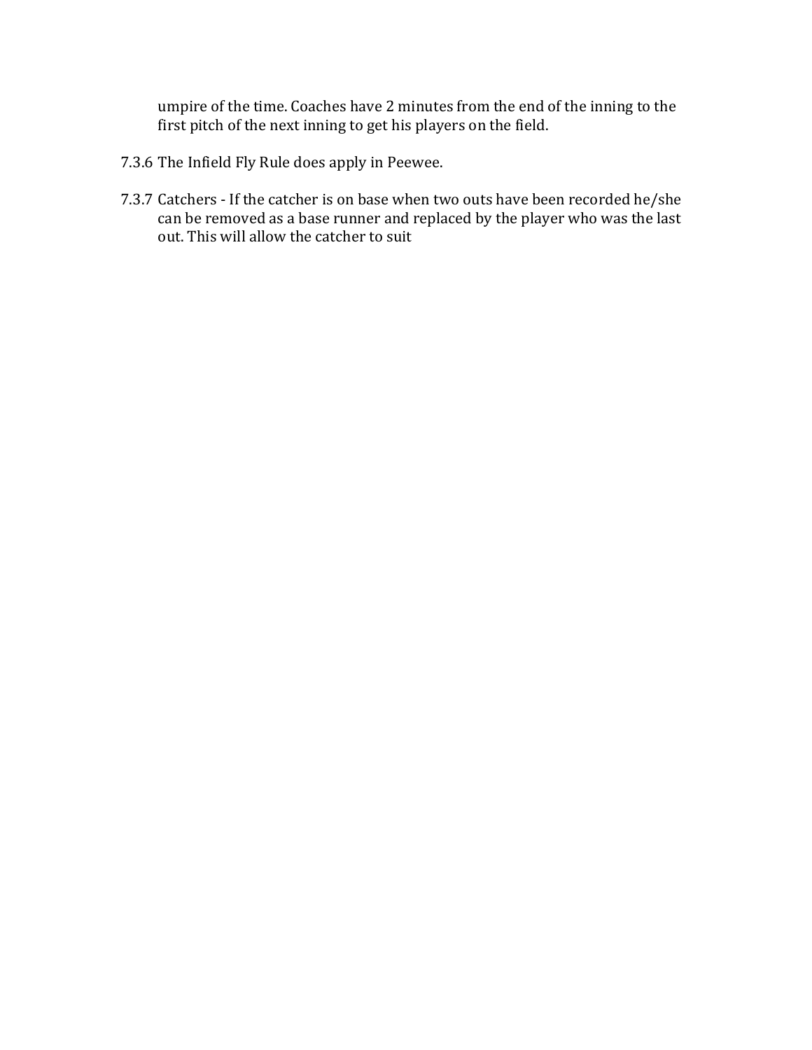umpire of the time. Coaches have 2 minutes from the end of the inning to the first pitch of the next inning to get his players on the field.

7.3.6 The Infield Fly Rule does apply in Peewee.

7.3.7 Catchers - If the catcher is on base when two outs have been recorded he/she can be removed as a base runner and replaced by the player who was the last out. This will allow the catcher to suit